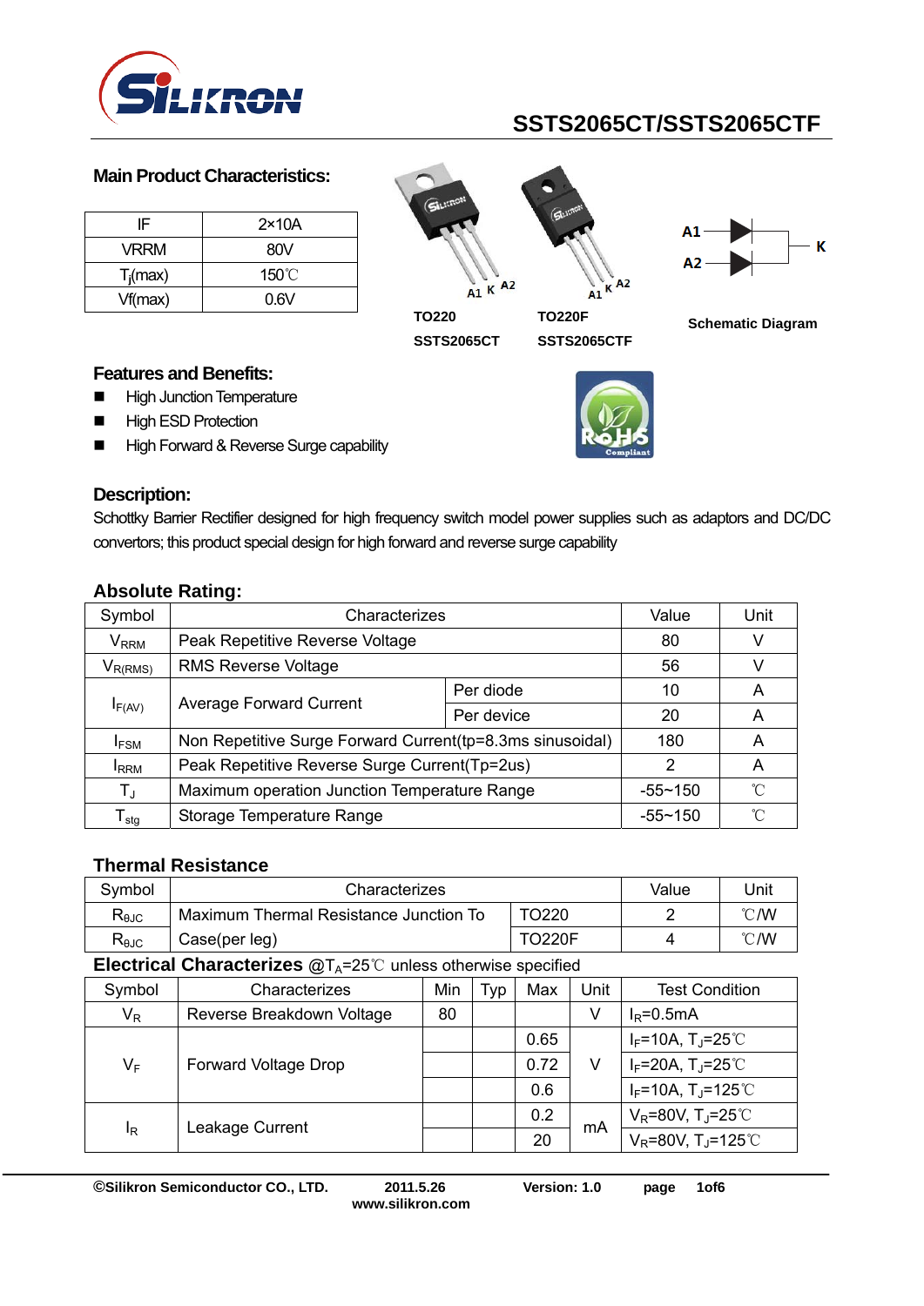# SSTS2065CT/SSTS2065CTF

## Main Product Characteristics:

| IF | 2×10A |
|---|---|
| VRRM | 80V |
| $T_j$(max) | 150℃ |
| Vf(max) | 0.6V |

A1 K A2 — TO220 SSTS2065CT

A1 K A2 — TO220F SSTS2065CTF

A1, A2, K — Schematic Diagram

## Features and Benefits:

- High Junction Temperature
- High ESD Protection
- High Forward & Reverse Surge capability

RoHS Compliant

## Description:

Schottky Barrier Rectifier designed for high frequency switch model power supplies such as adaptors and DC/DC convertors; this product special design for high forward and reverse surge capability

## Absolute Rating:

| Symbol | Characterizes | | Value | Unit |
|---|---|---|---|---|
| $V_{RRM}$ | Peak Repetitive Reverse Voltage | | 80 | V |
| $V_{R(RMS)}$ | RMS Reverse Voltage | | 56 | V |
| $I_{F(AV)}$ | Average Forward Current | Per diode | 10 | A |
| | | Per device | 20 | A |
| $I_{FSM}$ | Non Repetitive Surge Forward Current(tp=8.3ms sinusoidal) | | 180 | A |
| $I_{RRM}$ | Peak Repetitive Reverse Surge Current(Tp=2us) | | 2 | A |
| $T_J$ | Maximum operation Junction Temperature Range | | -55~150 | ℃ |
| $T_{stg}$ | Storage Temperature Range | | -55~150 | ℃ |

## Thermal Resistance

| Symbol | Characterizes | | Value | Unit |
|---|---|---|---|---|
| $R_{\theta JC}$ | Maximum Thermal Resistance Junction To Case(per leg) | TO220 | 2 | ℃/W |
| $R_{\theta JC}$ | | TO220F | 4 | ℃/W |

## Electrical Characterizes @$T_A$=25℃ unless otherwise specified

| Symbol | Characterizes | Min | Typ | Max | Unit | Test Condition |
|---|---|---|---|---|---|---|
| $V_R$ | Reverse Breakdown Voltage | 80 | | | V | $I_R$=0.5mA |
| $V_F$ | Forward Voltage Drop | | | 0.65 | V | $I_F$=10A, $T_J$=25℃ |
| | | | | 0.72 | | $I_F$=20A, $T_J$=25℃ |
| | | | | 0.6 | | $I_F$=10A, $T_J$=125℃ |
| $I_R$ | Leakage Current | | | 0.2 | mA | $V_R$=80V, $T_J$=25℃ |
| | | | | 20 | | $V_R$=80V, $T_J$=125℃ |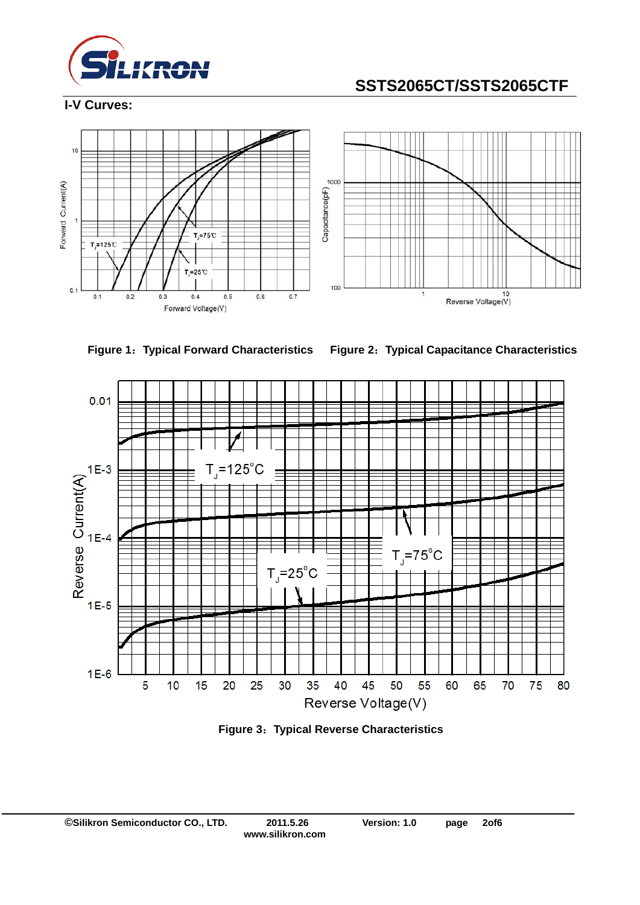## I-V Curves:

Figure 1：Typical Forward Characteristics

Figure 2：Typical Capacitance Characteristics

Figure 3：Typical Reverse Characteristics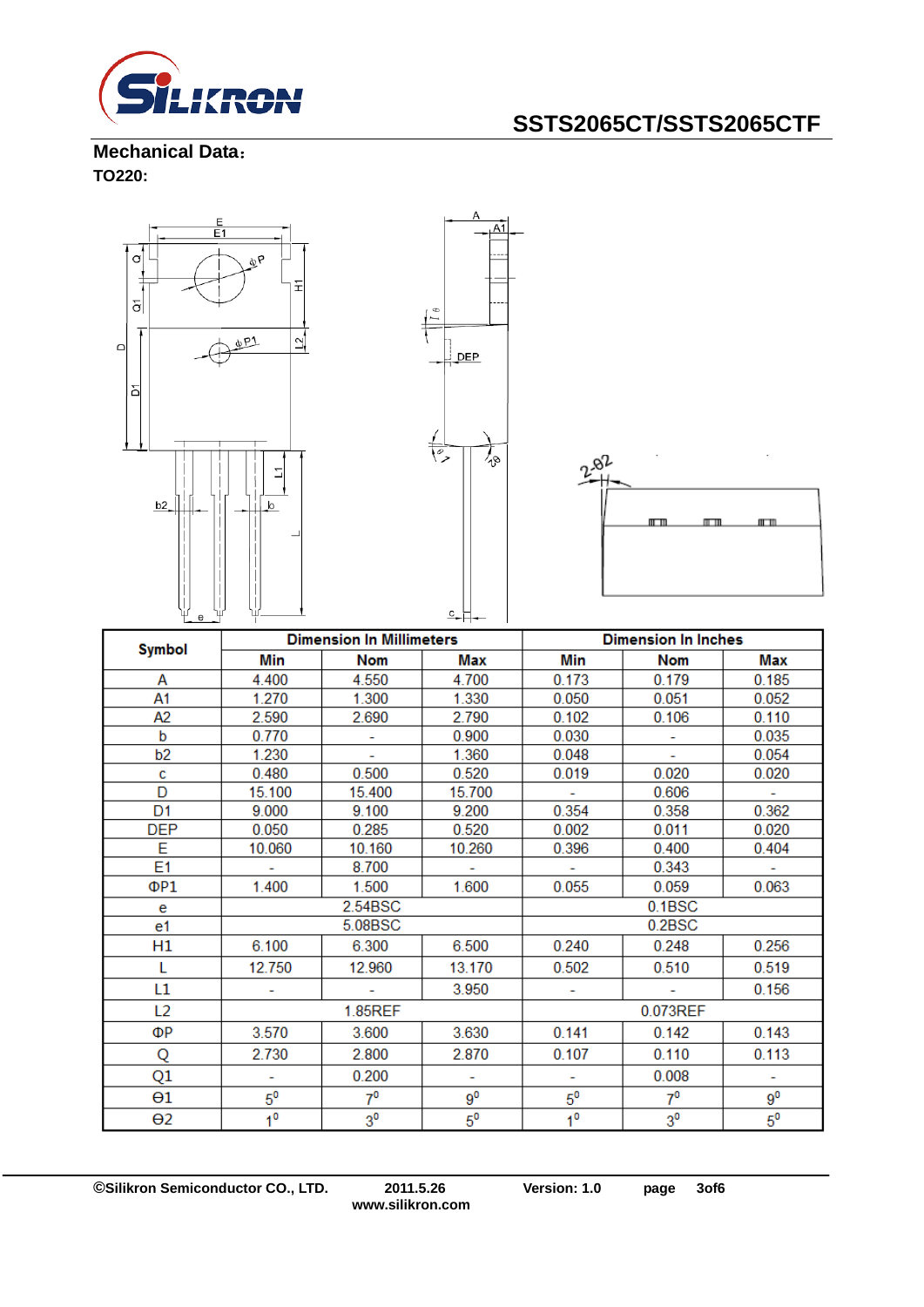## Mechanical Data：

**TO220:**

| Symbol | Dimension In Millimeters | | | Dimension In Inches | | |
|---|---|---|---|---|---|---|
| | Min | Nom | Max | Min | Nom | Max |
| A | 4.400 | 4.550 | 4.700 | 0.173 | 0.179 | 0.185 |
| A1 | 1.270 | 1.300 | 1.330 | 0.050 | 0.051 | 0.052 |
| A2 | 2.590 | 2.690 | 2.790 | 0.102 | 0.106 | 0.110 |
| b | 0.770 | - | 0.900 | 0.030 | - | 0.035 |
| b2 | 1.230 | - | 1.360 | 0.048 | - | 0.054 |
| c | 0.480 | 0.500 | 0.520 | 0.019 | 0.020 | 0.020 |
| D | 15.100 | 15.400 | 15.700 | - | 0.606 | - |
| D1 | 9.000 | 9.100 | 9.200 | 0.354 | 0.358 | 0.362 |
| DEP | 0.050 | 0.285 | 0.520 | 0.002 | 0.011 | 0.020 |
| E | 10.060 | 10.160 | 10.260 | 0.396 | 0.400 | 0.404 |
| E1 | - | 8.700 | - | - | 0.343 | - |
| ΦP1 | 1.400 | 1.500 | 1.600 | 0.055 | 0.059 | 0.063 |
| e | | 2.54BSC | | | 0.1BSC | |
| e1 | | 5.08BSC | | | 0.2BSC | |
| H1 | 6.100 | 6.300 | 6.500 | 0.240 | 0.248 | 0.256 |
| L | 12.750 | 12.960 | 13.170 | 0.502 | 0.510 | 0.519 |
| L1 | - | - | 3.950 | - | - | 0.156 |
| L2 | | 1.85REF | | | 0.073REF | |
| ΦP | 3.570 | 3.600 | 3.630 | 0.141 | 0.142 | 0.143 |
| Q | 2.730 | 2.800 | 2.870 | 0.107 | 0.110 | 0.113 |
| Q1 | - | 0.200 | - | - | 0.008 | - |
| Θ1 | $5^0$ | $7^0$ | $9^0$ | $5^0$ | $7^0$ | $9^0$ |
| Θ2 | $1^0$ | $3^0$ | $5^0$ | $1^0$ | $3^0$ | $5^0$ |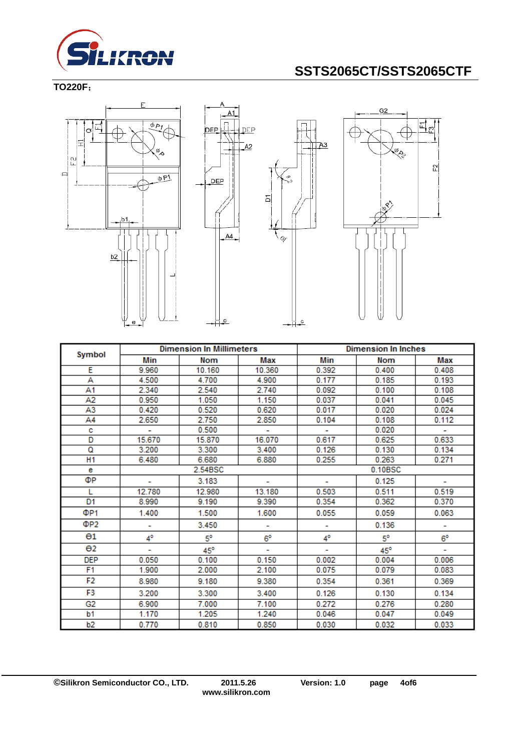**TO220F：**

| Symbol | Dimension In Millimeters | | | Dimension In Inches | | |
|---|---|---|---|---|---|---|
| | Min | Nom | Max | Min | Nom | Max |
| E | 9.960 | 10.160 | 10.360 | 0.392 | 0.400 | 0.408 |
| A | 4.500 | 4.700 | 4.900 | 0.177 | 0.185 | 0.193 |
| A1 | 2.340 | 2.540 | 2.740 | 0.092 | 0.100 | 0.108 |
| A2 | 0.950 | 1.050 | 1.150 | 0.037 | 0.041 | 0.045 |
| A3 | 0.420 | 0.520 | 0.620 | 0.017 | 0.020 | 0.024 |
| A4 | 2.650 | 2.750 | 2.850 | 0.104 | 0.108 | 0.112 |
| c | - | 0.500 | - | - | 0.020 | - |
| D | 15.670 | 15.870 | 16.070 | 0.617 | 0.625 | 0.633 |
| Q | 3.200 | 3.300 | 3.400 | 0.126 | 0.130 | 0.134 |
| H1 | 6.480 | 6.680 | 6.880 | 0.255 | 0.263 | 0.271 |
| e | 2.54BSC | | | 0.10BSC | | |
| ΦP | - | 3.183 | - | - | 0.125 | - |
| L | 12.780 | 12.980 | 13.180 | 0.503 | 0.511 | 0.519 |
| D1 | 8.990 | 9.190 | 9.390 | 0.354 | 0.362 | 0.370 |
| ΦP1 | 1.400 | 1.500 | 1.600 | 0.055 | 0.059 | 0.063 |
| ΦP2 | - | 3.450 | - | - | 0.136 | - |
| θ1 | 4° | 5° | 6° | 4° | 5° | 6° |
| θ2 | - | 45° | - | - | 45° | - |
| DEP | 0.050 | 0.100 | 0.150 | 0.002 | 0.004 | 0.006 |
| F1 | 1.900 | 2.000 | 2.100 | 0.075 | 0.079 | 0.083 |
| F2 | 8.980 | 9.180 | 9.380 | 0.354 | 0.361 | 0.369 |
| F3 | 3.200 | 3.300 | 3.400 | 0.126 | 0.130 | 0.134 |
| G2 | 6.900 | 7.000 | 7.100 | 0.272 | 0.276 | 0.280 |
| b1 | 1.170 | 1.205 | 1.240 | 0.046 | 0.047 | 0.049 |
| b2 | 0.770 | 0.810 | 0.850 | 0.030 | 0.032 | 0.033 |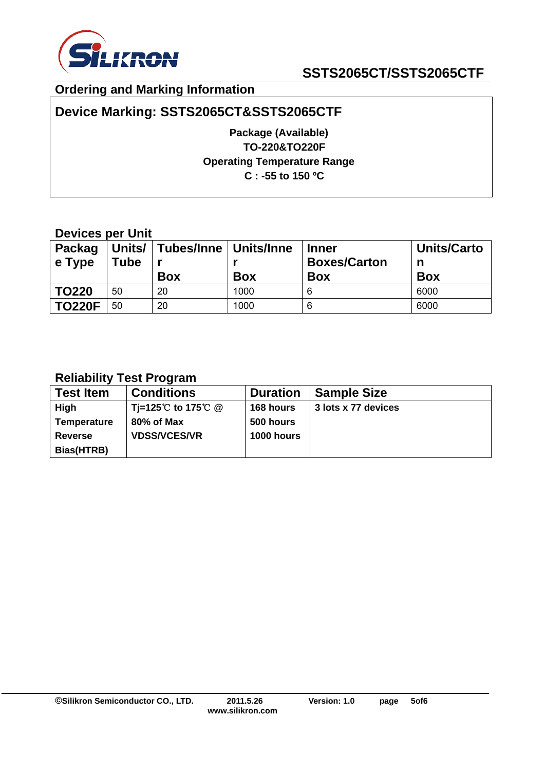## Ordering and Marking Information

**Device Marking: SSTS2065CT&SSTS2065CTF**

**Package (Available)**
**TO-220&TO220F**
**Operating Temperature Range**
**C : -55 to 150 ºC**

### Devices per Unit

| Package Type | Units/ Tube | Tubes/Inner Box | Units/Inner Box | Inner Boxes/Carton Box | Units/Carton Box |
|---|---|---|---|---|---|
| **TO220** | 50 | 20 | 1000 | 6 | 6000 |
| **TO220F** | 50 | 20 | 1000 | 6 | 6000 |

### Reliability Test Program

| Test Item | Conditions | Duration | Sample Size |
|---|---|---|---|
| **High Temperature Reverse Bias(HTRB)** | **Tj=125℃ to 175℃ @ 80% of Max VDSS/VCES/VR** | **168 hours 500 hours 1000 hours** | **3 lots x 77 devices** |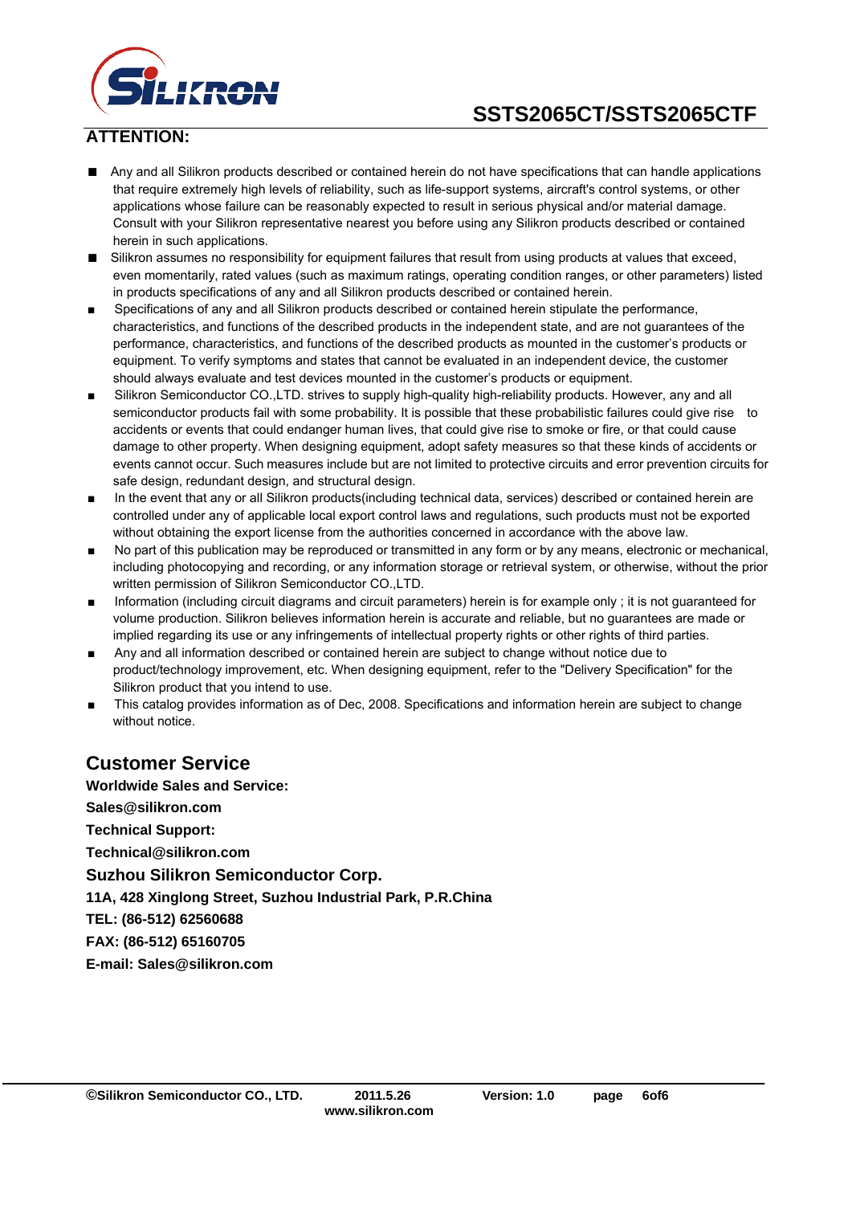## ATTENTION:

- Any and all Silikron products described or contained herein do not have specifications that can handle applications that require extremely high levels of reliability, such as life-support systems, aircraft's control systems, or other applications whose failure can be reasonably expected to result in serious physical and/or material damage. Consult with your Silikron representative nearest you before using any Silikron products described or contained herein in such applications.
- Silikron assumes no responsibility for equipment failures that result from using products at values that exceed, even momentarily, rated values (such as maximum ratings, operating condition ranges, or other parameters) listed in products specifications of any and all Silikron products described or contained herein.
- Specifications of any and all Silikron products described or contained herein stipulate the performance, characteristics, and functions of the described products in the independent state, and are not guarantees of the performance, characteristics, and functions of the described products as mounted in the customer's products or equipment. To verify symptoms and states that cannot be evaluated in an independent device, the customer should always evaluate and test devices mounted in the customer's products or equipment.
- Silikron Semiconductor CO.,LTD. strives to supply high-quality high-reliability products. However, any and all semiconductor products fail with some probability. It is possible that these probabilistic failures could give rise to accidents or events that could endanger human lives, that could give rise to smoke or fire, or that could cause damage to other property. When designing equipment, adopt safety measures so that these kinds of accidents or events cannot occur. Such measures include but are not limited to protective circuits and error prevention circuits for safe design, redundant design, and structural design.
- In the event that any or all Silikron products(including technical data, services) described or contained herein are controlled under any of applicable local export control laws and regulations, such products must not be exported without obtaining the export license from the authorities concerned in accordance with the above law.
- No part of this publication may be reproduced or transmitted in any form or by any means, electronic or mechanical, including photocopying and recording, or any information storage or retrieval system, or otherwise, without the prior written permission of Silikron Semiconductor CO.,LTD.
- Information (including circuit diagrams and circuit parameters) herein is for example only ; it is not guaranteed for volume production. Silikron believes information herein is accurate and reliable, but no guarantees are made or implied regarding its use or any infringements of intellectual property rights or other rights of third parties.
- Any and all information described or contained herein are subject to change without notice due to product/technology improvement, etc. When designing equipment, refer to the "Delivery Specification" for the Silikron product that you intend to use.
- This catalog provides information as of Dec, 2008. Specifications and information herein are subject to change without notice.

## Customer Service

**Worldwide Sales and Service:**

**Sales@silikron.com**

**Technical Support:**

**Technical@silikron.com**

### Suzhou Silikron Semiconductor Corp.

**11A, 428 Xinglong Street, Suzhou Industrial Park, P.R.China**

**TEL: (86-512) 62560688**

**FAX: (86-512) 65160705**

**E-mail: Sales@silikron.com**